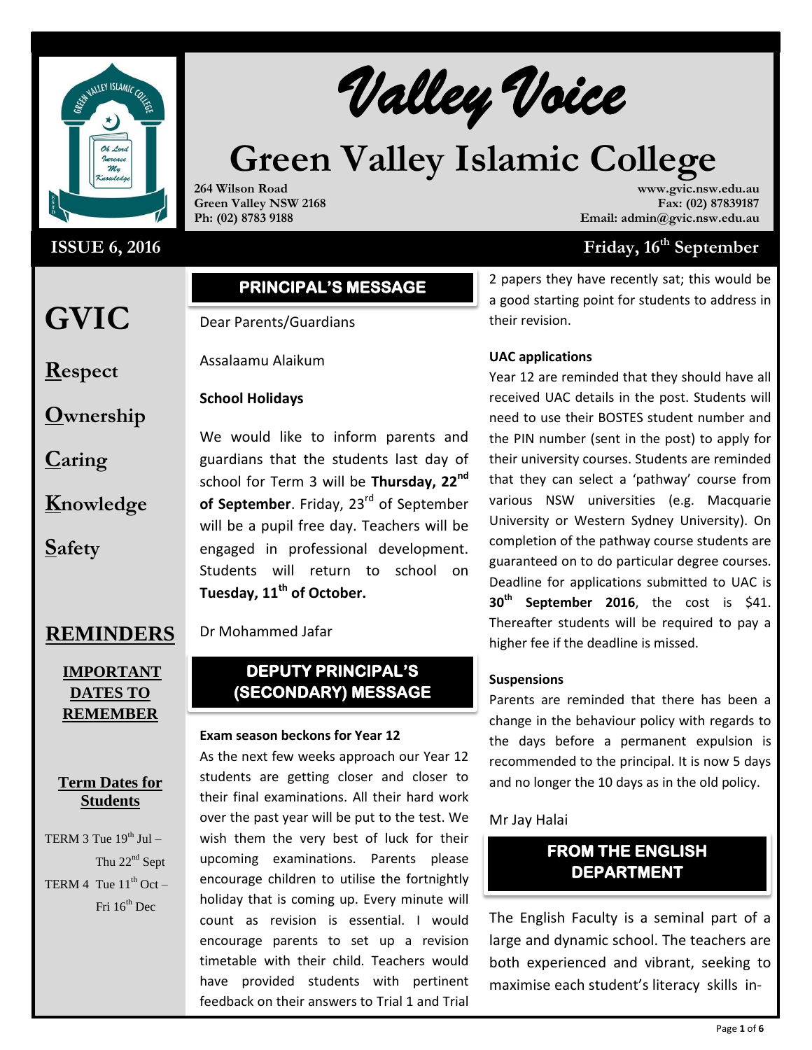# Valley Voice

# Green Valley Islamic College

264 Wilson Road
Green Valley NSW 2168
Ph: (02) 8783 9188

www.gvic.nsw.edu.au
Fax: (02) 87839187
Email: admin@gvic.nsw.edu.au

**ISSUE 6, 2016** — **Friday, 16th September**

# GVIC

**R**espect

**O**wnership

**C**aring

**K**nowledge

**S**afety

## REMINDERS

**IMPORTANT DATES TO REMEMBER**

**Term Dates for Students**

TERM 3 Tue 19th Jul – Thu 22nd Sept

TERM 4 Tue 11th Oct – Fri 16th Dec

## PRINCIPAL'S MESSAGE

Dear Parents/Guardians

Assalaamu Alaikum

**School Holidays**

We would like to inform parents and guardians that the students last day of school for Term 3 will be **Thursday, 22nd of September**. Friday, 23rd of September will be a pupil free day. Teachers will be engaged in professional development. Students will return to school on **Tuesday, 11th of October.**

Dr Mohammed Jafar

## DEPUTY PRINCIPAL'S (SECONDARY) MESSAGE

**Exam season beckons for Year 12**

As the next few weeks approach our Year 12 students are getting closer and closer to their final examinations. All their hard work over the past year will be put to the test. We wish them the very best of luck for their upcoming examinations. Parents please encourage children to utilise the fortnightly holiday that is coming up. Every minute will count as revision is essential. I would encourage parents to set up a revision timetable with their child. Teachers would have provided students with pertinent feedback on their answers to Trial 1 and Trial 2 papers they have recently sat; this would be a good starting point for students to address in their revision.

**UAC applications**

Year 12 are reminded that they should have all received UAC details in the post. Students will need to use their BOSTES student number and the PIN number (sent in the post) to apply for their university courses. Students are reminded that they can select a 'pathway' course from various NSW universities (e.g. Macquarie University or Western Sydney University). On completion of the pathway course students are guaranteed on to do particular degree courses. Deadline for applications submitted to UAC is **30th September 2016**, the cost is $41. Thereafter students will be required to pay a higher fee if the deadline is missed.

**Suspensions**

Parents are reminded that there has been a change in the behaviour policy with regards to the days before a permanent expulsion is recommended to the principal. It is now 5 days and no longer the 10 days as in the old policy.

Mr Jay Halai

## FROM THE ENGLISH DEPARTMENT

The English Faculty is a seminal part of a large and dynamic school. The teachers are both experienced and vibrant, seeking to maximise each student's literacy skills in-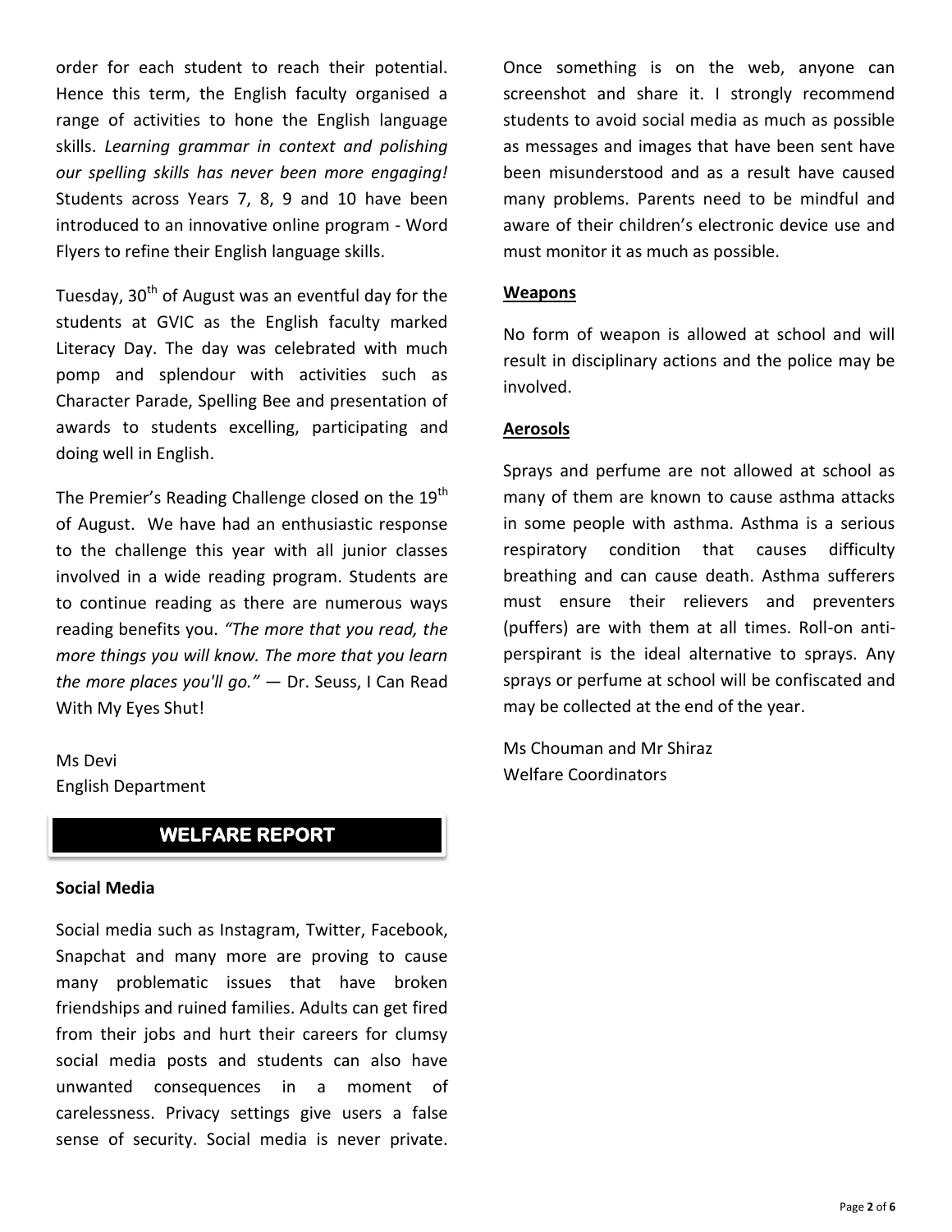order for each student to reach their potential. Hence this term, the English faculty organised a range of activities to hone the English language skills. *Learning grammar in context and polishing our spelling skills has never been more engaging!* Students across Years 7, 8, 9 and 10 have been introduced to an innovative online program - Word Flyers to refine their English language skills.

Tuesday, 30th of August was an eventful day for the students at GVIC as the English faculty marked Literacy Day. The day was celebrated with much pomp and splendour with activities such as Character Parade, Spelling Bee and presentation of awards to students excelling, participating and doing well in English.

The Premier's Reading Challenge closed on the 19th of August. We have had an enthusiastic response to the challenge this year with all junior classes involved in a wide reading program. Students are to continue reading as there are numerous ways reading benefits you. *"The more that you read, the more things you will know. The more that you learn the more places you'll go."* — Dr. Seuss, I Can Read With My Eyes Shut!

Ms Devi
English Department

## WELFARE REPORT

**Social Media**

Social media such as Instagram, Twitter, Facebook, Snapchat and many more are proving to cause many problematic issues that have broken friendships and ruined families. Adults can get fired from their jobs and hurt their careers for clumsy social media posts and students can also have unwanted consequences in a moment of carelessness. Privacy settings give users a false sense of security. Social media is never private. Once something is on the web, anyone can screenshot and share it. I strongly recommend students to avoid social media as much as possible as messages and images that have been sent have been misunderstood and as a result have caused many problems. Parents need to be mindful and aware of their children's electronic device use and must monitor it as much as possible.

**Weapons**

No form of weapon is allowed at school and will result in disciplinary actions and the police may be involved.

**Aerosols**

Sprays and perfume are not allowed at school as many of them are known to cause asthma attacks in some people with asthma. Asthma is a serious respiratory condition that causes difficulty breathing and can cause death. Asthma sufferers must ensure their relievers and preventers (puffers) are with them at all times. Roll-on anti-perspirant is the ideal alternative to sprays. Any sprays or perfume at school will be confiscated and may be collected at the end of the year.

Ms Chouman and Mr Shiraz
Welfare Coordinators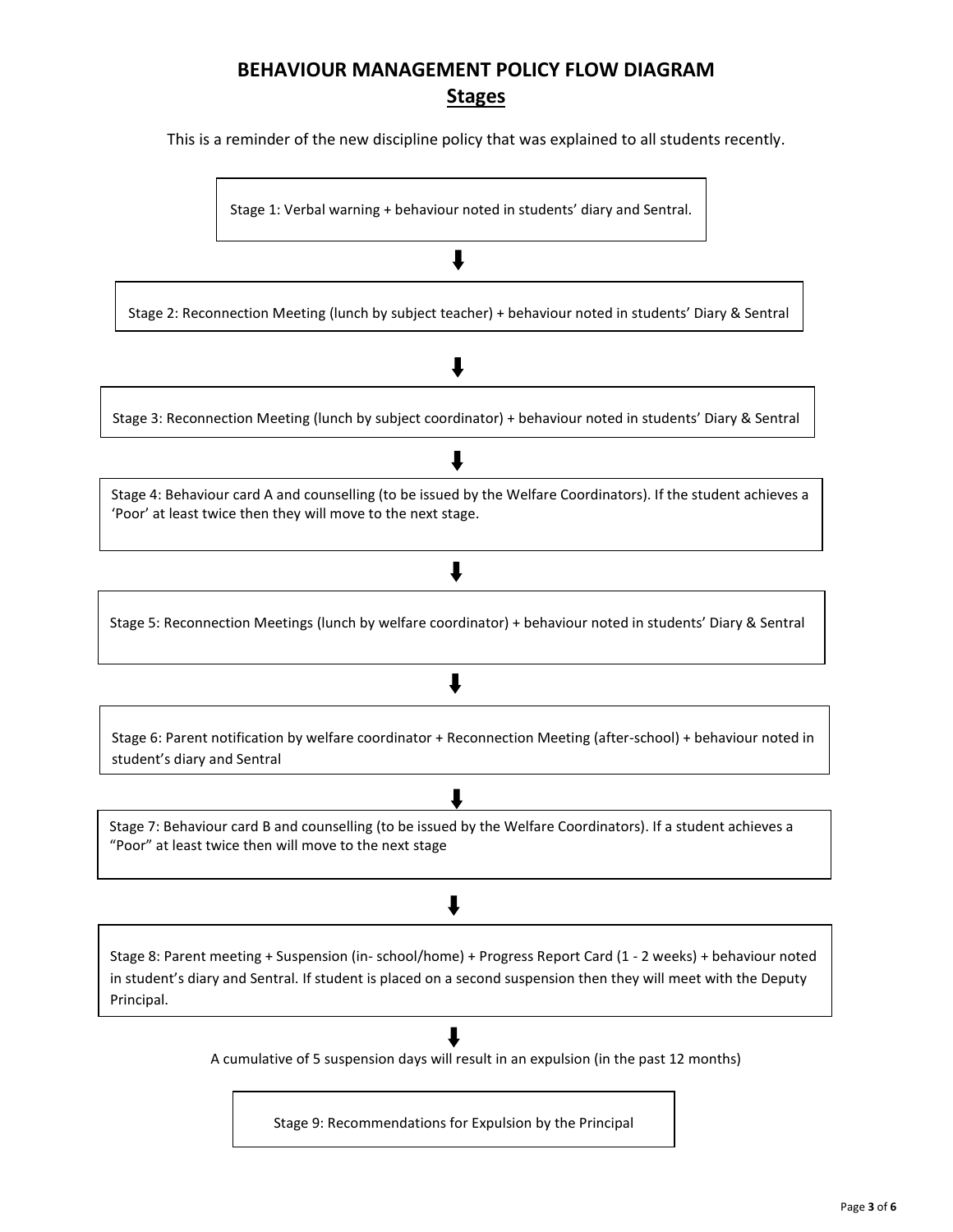# BEHAVIOUR MANAGEMENT POLICY FLOW DIAGRAM

## Stages

This is a reminder of the new discipline policy that was explained to all students recently.

Stage 1: Verbal warning + behaviour noted in students' diary and Sentral.

⬇

Stage 2: Reconnection Meeting (lunch by subject teacher) + behaviour noted in students' Diary & Sentral

⬇

Stage 3: Reconnection Meeting (lunch by subject coordinator) + behaviour noted in students' Diary & Sentral

⬇

Stage 4: Behaviour card A and counselling (to be issued by the Welfare Coordinators). If the student achieves a 'Poor' at least twice then they will move to the next stage.

⬇

Stage 5: Reconnection Meetings (lunch by welfare coordinator) + behaviour noted in students' Diary & Sentral

⬇

Stage 6: Parent notification by welfare coordinator + Reconnection Meeting (after-school) + behaviour noted in student's diary and Sentral

⬇

Stage 7: Behaviour card B and counselling (to be issued by the Welfare Coordinators). If a student achieves a "Poor" at least twice then will move to the next stage

⬇

Stage 8: Parent meeting + Suspension (in- school/home) + Progress Report Card (1 - 2 weeks) + behaviour noted in student's diary and Sentral. If student is placed on a second suspension then they will meet with the Deputy Principal.

⬇

A cumulative of 5 suspension days will result in an expulsion (in the past 12 months)

Stage 9: Recommendations for Expulsion by the Principal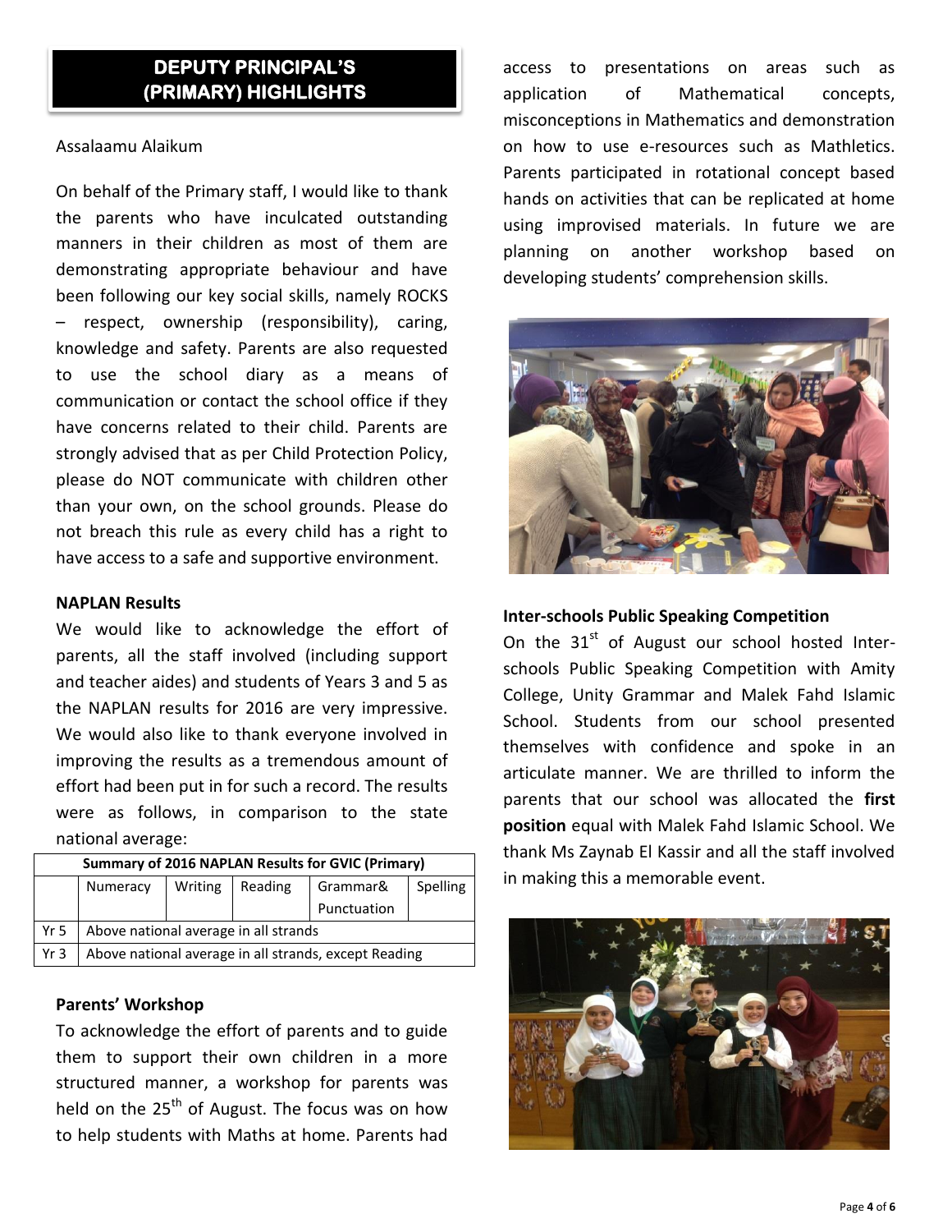## DEPUTY PRINCIPAL'S (PRIMARY) HIGHLIGHTS

Assalaamu Alaikum

On behalf of the Primary staff, I would like to thank the parents who have inculcated outstanding manners in their children as most of them are demonstrating appropriate behaviour and have been following our key social skills, namely ROCKS – respect, ownership (responsibility), caring, knowledge and safety. Parents are also requested to use the school diary as a means of communication or contact the school office if they have concerns related to their child. Parents are strongly advised that as per Child Protection Policy, please do NOT communicate with children other than your own, on the school grounds. Please do not breach this rule as every child has a right to have access to a safe and supportive environment.

**NAPLAN Results**

We would like to acknowledge the effort of parents, all the staff involved (including support and teacher aides) and students of Years 3 and 5 as the NAPLAN results for 2016 are very impressive. We would also like to thank everyone involved in improving the results as a tremendous amount of effort had been put in for such a record. The results were as follows, in comparison to the state national average:

| Summary of 2016 NAPLAN Results for GVIC (Primary) | | | | | |
|---|---|---|---|---|---|
| | Numeracy | Writing | Reading | Grammar& Punctuation | Spelling |
| Yr 5 | Above national average in all strands | | | | |
| Yr 3 | Above national average in all strands, except Reading | | | | |

**Parents' Workshop**

To acknowledge the effort of parents and to guide them to support their own children in a more structured manner, a workshop for parents was held on the 25th of August. The focus was on how to help students with Maths at home. Parents had access to presentations on areas such as application of Mathematical concepts, misconceptions in Mathematics and demonstration on how to use e-resources such as Mathletics. Parents participated in rotational concept based hands on activities that can be replicated at home using improvised materials. In future we are planning on another workshop based on developing students' comprehension skills.

**Inter-schools Public Speaking Competition**

On the 31st of August our school hosted Inter-schools Public Speaking Competition with Amity College, Unity Grammar and Malek Fahd Islamic School. Students from our school presented themselves with confidence and spoke in an articulate manner. We are thrilled to inform the parents that our school was allocated the **first position** equal with Malek Fahd Islamic School. We thank Ms Zaynab El Kassir and all the staff involved in making this a memorable event.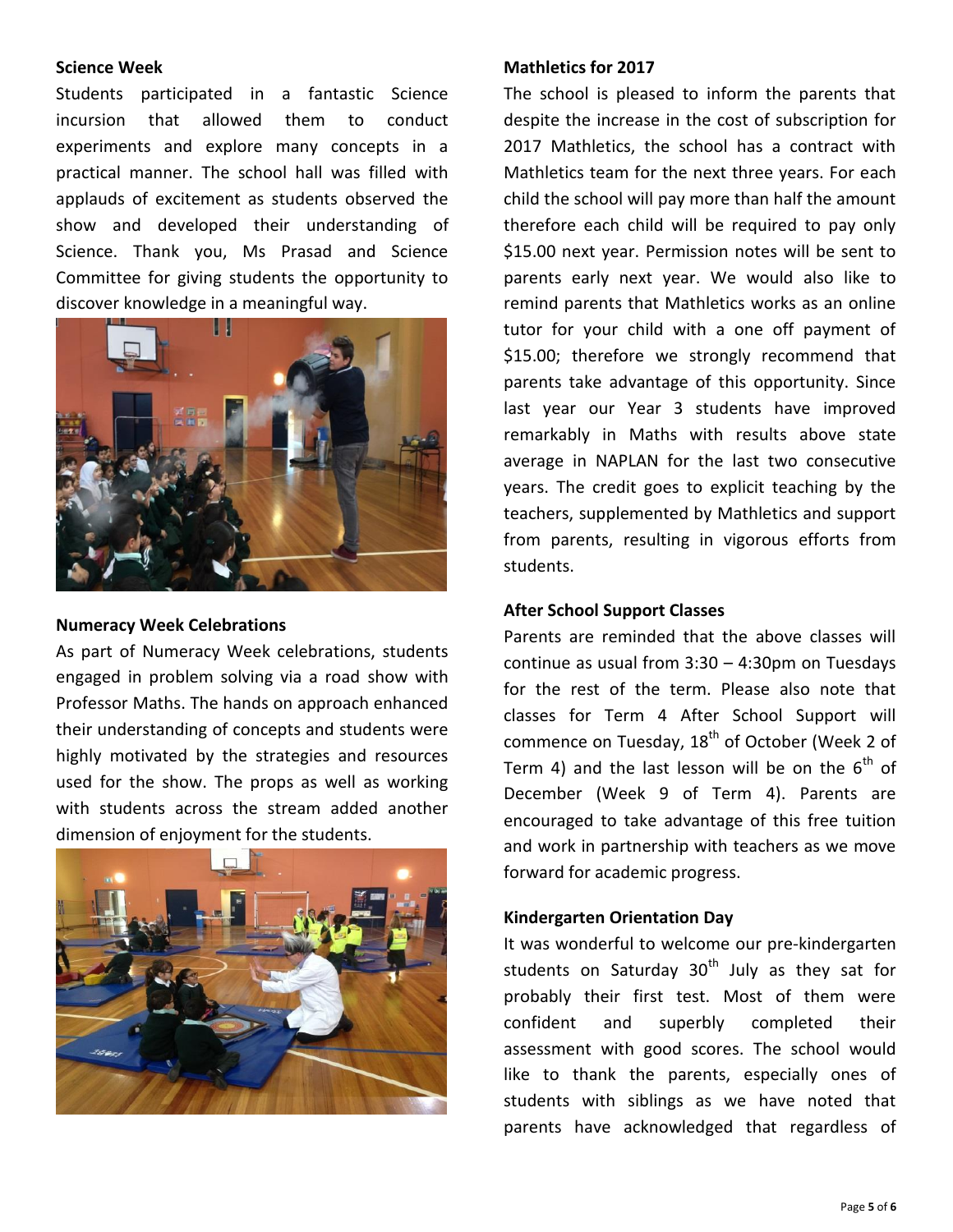**Science Week**

Students participated in a fantastic Science incursion that allowed them to conduct experiments and explore many concepts in a practical manner. The school hall was filled with applauds of excitement as students observed the show and developed their understanding of Science. Thank you, Ms Prasad and Science Committee for giving students the opportunity to discover knowledge in a meaningful way.

**Numeracy Week Celebrations**

As part of Numeracy Week celebrations, students engaged in problem solving via a road show with Professor Maths. The hands on approach enhanced their understanding of concepts and students were highly motivated by the strategies and resources used for the show. The props as well as working with students across the stream added another dimension of enjoyment for the students.

**Mathletics for 2017**

The school is pleased to inform the parents that despite the increase in the cost of subscription for 2017 Mathletics, the school has a contract with Mathletics team for the next three years. For each child the school will pay more than half the amount therefore each child will be required to pay only $15.00 next year. Permission notes will be sent to parents early next year. We would also like to remind parents that Mathletics works as an online tutor for your child with a one off payment of $15.00; therefore we strongly recommend that parents take advantage of this opportunity. Since last year our Year 3 students have improved remarkably in Maths with results above state average in NAPLAN for the last two consecutive years. The credit goes to explicit teaching by the teachers, supplemented by Mathletics and support from parents, resulting in vigorous efforts from students.

**After School Support Classes**

Parents are reminded that the above classes will continue as usual from 3:30 – 4:30pm on Tuesdays for the rest of the term. Please also note that classes for Term 4 After School Support will commence on Tuesday, 18th of October (Week 2 of Term 4) and the last lesson will be on the 6th of December (Week 9 of Term 4). Parents are encouraged to take advantage of this free tuition and work in partnership with teachers as we move forward for academic progress.

**Kindergarten Orientation Day**

It was wonderful to welcome our pre-kindergarten students on Saturday 30th July as they sat for probably their first test. Most of them were confident and superbly completed their assessment with good scores. The school would like to thank the parents, especially ones of students with siblings as we have noted that parents have acknowledged that regardless of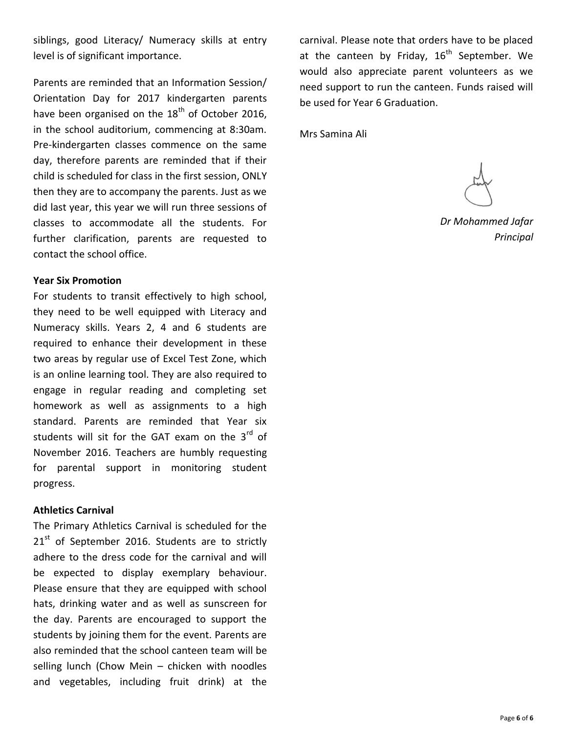siblings, good Literacy/ Numeracy skills at entry level is of significant importance.

Parents are reminded that an Information Session/ Orientation Day for 2017 kindergarten parents have been organised on the 18th of October 2016, in the school auditorium, commencing at 8:30am. Pre-kindergarten classes commence on the same day, therefore parents are reminded that if their child is scheduled for class in the first session, ONLY then they are to accompany the parents. Just as we did last year, this year we will run three sessions of classes to accommodate all the students. For further clarification, parents are requested to contact the school office.

**Year Six Promotion**

For students to transit effectively to high school, they need to be well equipped with Literacy and Numeracy skills. Years 2, 4 and 6 students are required to enhance their development in these two areas by regular use of Excel Test Zone, which is an online learning tool. They are also required to engage in regular reading and completing set homework as well as assignments to a high standard. Parents are reminded that Year six students will sit for the GAT exam on the 3rd of November 2016. Teachers are humbly requesting for parental support in monitoring student progress.

**Athletics Carnival**

The Primary Athletics Carnival is scheduled for the 21st of September 2016. Students are to strictly adhere to the dress code for the carnival and will be expected to display exemplary behaviour. Please ensure that they are equipped with school hats, drinking water and as well as sunscreen for the day. Parents are encouraged to support the students by joining them for the event. Parents are also reminded that the school canteen team will be selling lunch (Chow Mein – chicken with noodles and vegetables, including fruit drink) at the carnival. Please note that orders have to be placed at the canteen by Friday, 16th September. We would also appreciate parent volunteers as we need support to run the canteen. Funds raised will be used for Year 6 Graduation.

Mrs Samina Ali

*Dr Mohammed Jafar*
*Principal*